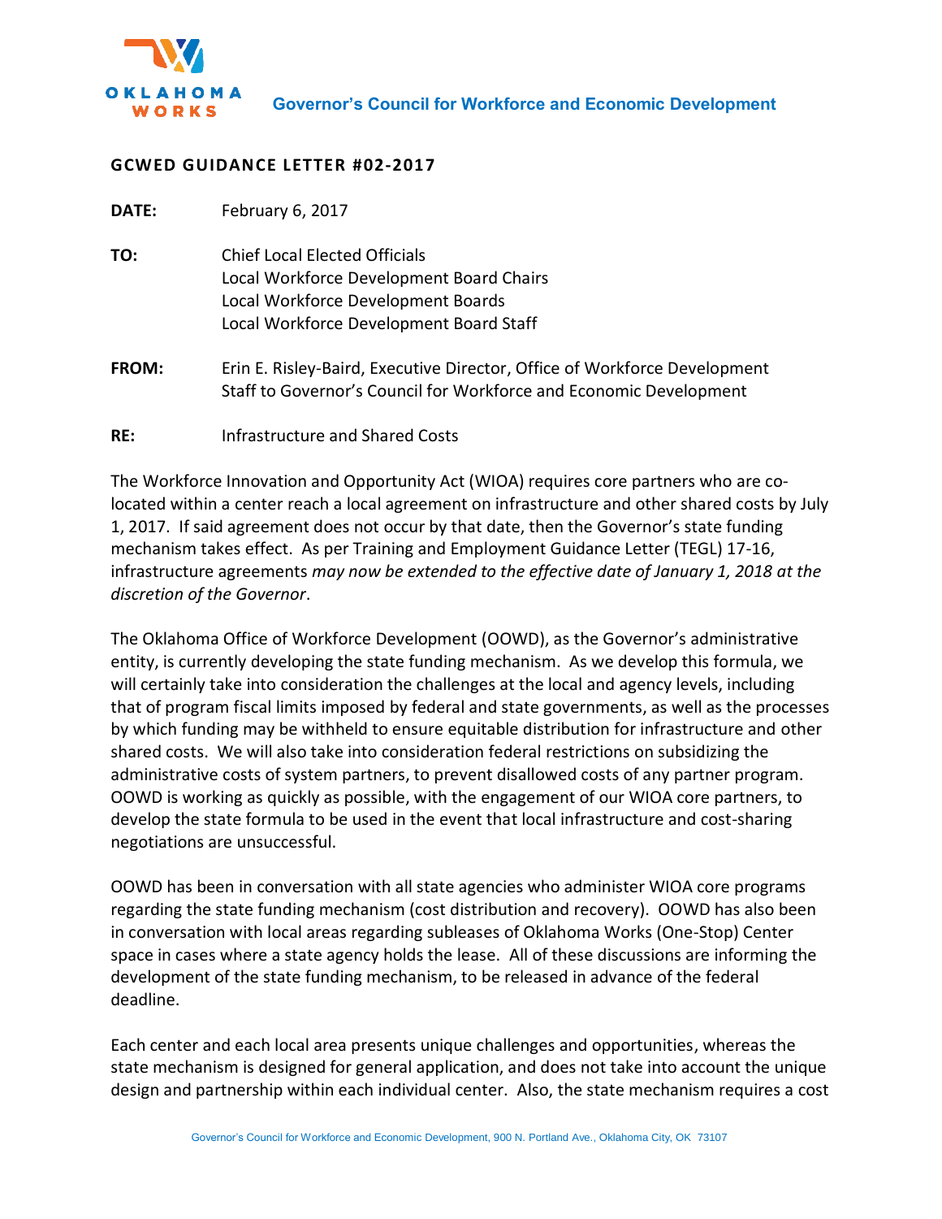OKLAHOMA WORKS

**Governor's Council for Workforce and Economic Development**

## GCWED GUIDANCE LETTER #02-2017

**DATE:** February 6, 2017

**TO:** Chief Local Elected Officials
Local Workforce Development Board Chairs
Local Workforce Development Boards
Local Workforce Development Board Staff

**FROM:** Erin E. Risley-Baird, Executive Director, Office of Workforce Development
Staff to Governor's Council for Workforce and Economic Development

**RE:** Infrastructure and Shared Costs

The Workforce Innovation and Opportunity Act (WIOA) requires core partners who are co-located within a center reach a local agreement on infrastructure and other shared costs by July 1, 2017. If said agreement does not occur by that date, then the Governor's state funding mechanism takes effect. As per Training and Employment Guidance Letter (TEGL) 17-16, infrastructure agreements *may now be extended to the effective date of January 1, 2018 at the discretion of the Governor*.

The Oklahoma Office of Workforce Development (OOWD), as the Governor's administrative entity, is currently developing the state funding mechanism. As we develop this formula, we will certainly take into consideration the challenges at the local and agency levels, including that of program fiscal limits imposed by federal and state governments, as well as the processes by which funding may be withheld to ensure equitable distribution for infrastructure and other shared costs. We will also take into consideration federal restrictions on subsidizing the administrative costs of system partners, to prevent disallowed costs of any partner program. OOWD is working as quickly as possible, with the engagement of our WIOA core partners, to develop the state formula to be used in the event that local infrastructure and cost-sharing negotiations are unsuccessful.

OOWD has been in conversation with all state agencies who administer WIOA core programs regarding the state funding mechanism (cost distribution and recovery). OOWD has also been in conversation with local areas regarding subleases of Oklahoma Works (One-Stop) Center space in cases where a state agency holds the lease. All of these discussions are informing the development of the state funding mechanism, to be released in advance of the federal deadline.

Each center and each local area presents unique challenges and opportunities, whereas the state mechanism is designed for general application, and does not take into account the unique design and partnership within each individual center. Also, the state mechanism requires a cost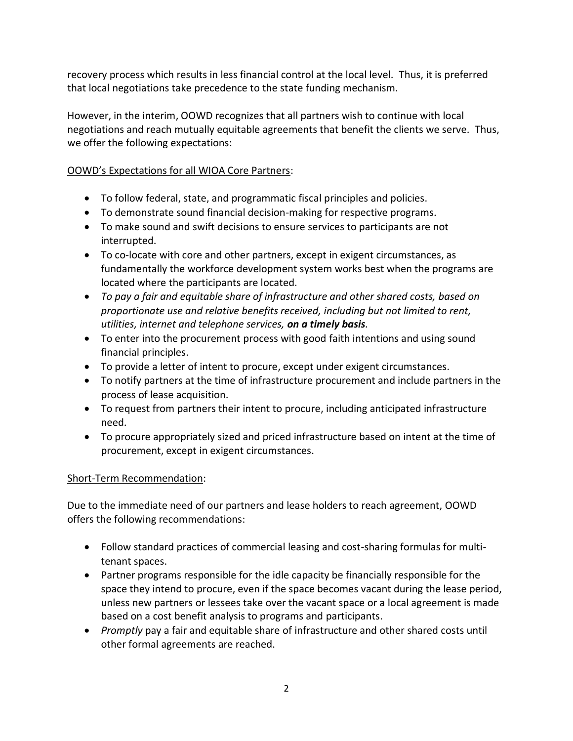recovery process which results in less financial control at the local level. Thus, it is preferred that local negotiations take precedence to the state funding mechanism.

However, in the interim, OOWD recognizes that all partners wish to continue with local negotiations and reach mutually equitable agreements that benefit the clients we serve. Thus, we offer the following expectations:

<u>OOWD's Expectations for all WIOA Core Partners</u>:

- To follow federal, state, and programmatic fiscal principles and policies.
- To demonstrate sound financial decision-making for respective programs.
- To make sound and swift decisions to ensure services to participants are not interrupted.
- To co-locate with core and other partners, except in exigent circumstances, as fundamentally the workforce development system works best when the programs are located where the participants are located.
- *To pay a fair and equitable share of infrastructure and other shared costs, based on proportionate use and relative benefits received, including but not limited to rent, utilities, internet and telephone services,* ***on a timely basis****.*
- To enter into the procurement process with good faith intentions and using sound financial principles.
- To provide a letter of intent to procure, except under exigent circumstances.
- To notify partners at the time of infrastructure procurement and include partners in the process of lease acquisition.
- To request from partners their intent to procure, including anticipated infrastructure need.
- To procure appropriately sized and priced infrastructure based on intent at the time of procurement, except in exigent circumstances.

<u>Short-Term Recommendation</u>:

Due to the immediate need of our partners and lease holders to reach agreement, OOWD offers the following recommendations:

- Follow standard practices of commercial leasing and cost-sharing formulas for multi-tenant spaces.
- Partner programs responsible for the idle capacity be financially responsible for the space they intend to procure, even if the space becomes vacant during the lease period, unless new partners or lessees take over the vacant space or a local agreement is made based on a cost benefit analysis to programs and participants.
- *Promptly* pay a fair and equitable share of infrastructure and other shared costs until other formal agreements are reached.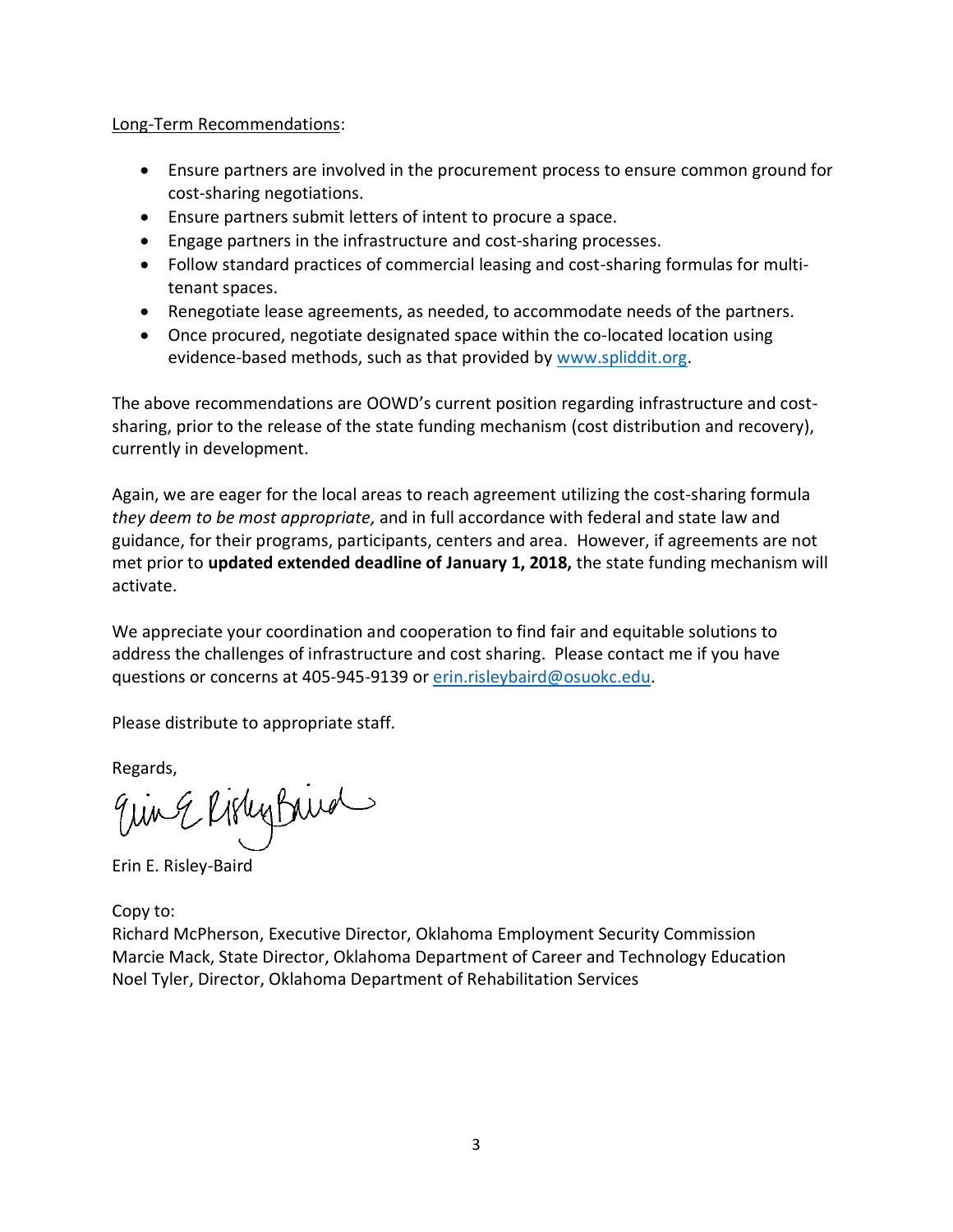Long-Term Recommendations:

- Ensure partners are involved in the procurement process to ensure common ground for cost-sharing negotiations.
- Ensure partners submit letters of intent to procure a space.
- Engage partners in the infrastructure and cost-sharing processes.
- Follow standard practices of commercial leasing and cost-sharing formulas for multi-tenant spaces.
- Renegotiate lease agreements, as needed, to accommodate needs of the partners.
- Once procured, negotiate designated space within the co-located location using evidence-based methods, such as that provided by [www.spliddit.org](http://www.spliddit.org).

The above recommendations are OOWD's current position regarding infrastructure and cost-sharing, prior to the release of the state funding mechanism (cost distribution and recovery), currently in development.

Again, we are eager for the local areas to reach agreement utilizing the cost-sharing formula *they deem to be most appropriate,* and in full accordance with federal and state law and guidance, for their programs, participants, centers and area. However, if agreements are not met prior to **updated extended deadline of January 1, 2018,** the state funding mechanism will activate.

We appreciate your coordination and cooperation to find fair and equitable solutions to address the challenges of infrastructure and cost sharing. Please contact me if you have questions or concerns at 405-945-9139 or [erin.risleybaird@osuokc.edu](mailto:erin.risleybaird@osuokc.edu).

Please distribute to appropriate staff.

Regards,

Erin E. Risley-Baird

Copy to:
Richard McPherson, Executive Director, Oklahoma Employment Security Commission
Marcie Mack, State Director, Oklahoma Department of Career and Technology Education
Noel Tyler, Director, Oklahoma Department of Rehabilitation Services